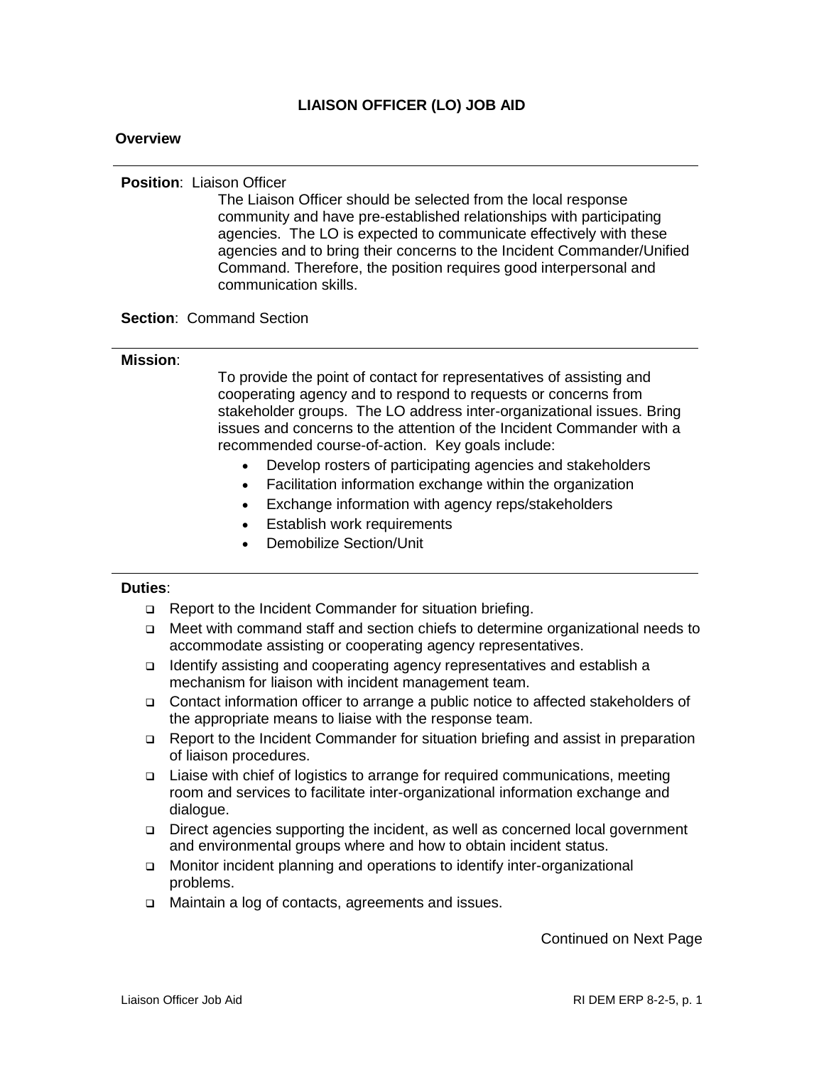# LIAISON OFFICER (LO) JOB AID

## Overview

---

**Position**: Liaison Officer

The Liaison Officer should be selected from the local response community and have pre-established relationships with participating agencies. The LO is expected to communicate effectively with these agencies and to bring their concerns to the Incident Commander/Unified Command. Therefore, the position requires good interpersonal and communication skills.

**Section**: Command Section

---

**Mission**:

To provide the point of contact for representatives of assisting and cooperating agency and to respond to requests or concerns from stakeholder groups. The LO address inter-organizational issues. Bring issues and concerns to the attention of the Incident Commander with a recommended course-of-action. Key goals include:

- Develop rosters of participating agencies and stakeholders
- Facilitation information exchange within the organization
- Exchange information with agency reps/stakeholders
- Establish work requirements
- Demobilize Section/Unit

---

**Duties**:

- ❑ Report to the Incident Commander for situation briefing.
- ❑ Meet with command staff and section chiefs to determine organizational needs to accommodate assisting or cooperating agency representatives.
- ❑ Identify assisting and cooperating agency representatives and establish a mechanism for liaison with incident management team.
- ❑ Contact information officer to arrange a public notice to affected stakeholders of the appropriate means to liaise with the response team.
- ❑ Report to the Incident Commander for situation briefing and assist in preparation of liaison procedures.
- ❑ Liaise with chief of logistics to arrange for required communications, meeting room and services to facilitate inter-organizational information exchange and dialogue.
- ❑ Direct agencies supporting the incident, as well as concerned local government and environmental groups where and how to obtain incident status.
- ❑ Monitor incident planning and operations to identify inter-organizational problems.
- ❑ Maintain a log of contacts, agreements and issues.

Continued on Next Page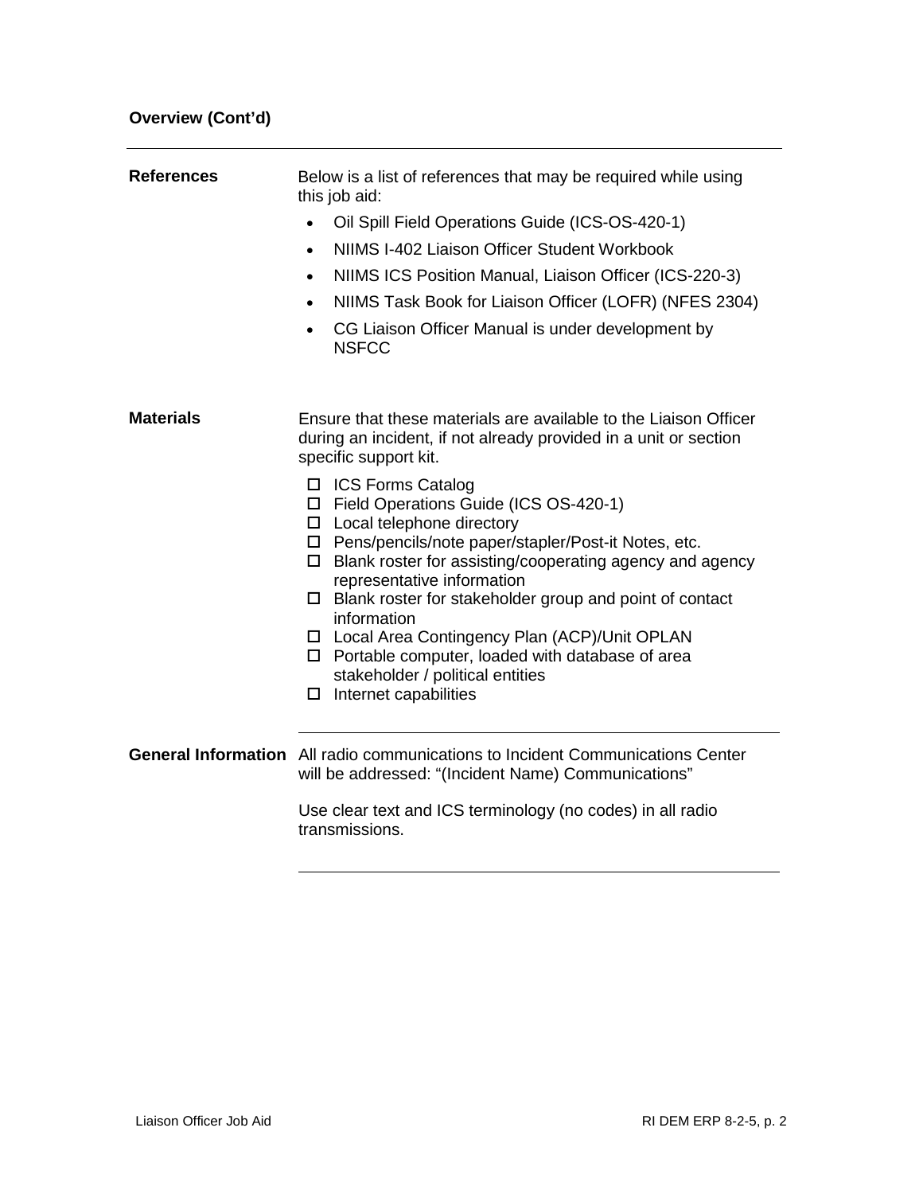## Overview (Cont'd)

---

**References**

Below is a list of references that may be required while using this job aid:

- Oil Spill Field Operations Guide (ICS-OS-420-1)
- NIIMS I-402 Liaison Officer Student Workbook
- NIIMS ICS Position Manual, Liaison Officer (ICS-220-3)
- NIIMS Task Book for Liaison Officer (LOFR) (NFES 2304)
- CG Liaison Officer Manual is under development by NSFCC

**Materials**

Ensure that these materials are available to the Liaison Officer during an incident, if not already provided in a unit or section specific support kit.

- ☐ ICS Forms Catalog
- ☐ Field Operations Guide (ICS OS-420-1)
- ☐ Local telephone directory
- ☐ Pens/pencils/note paper/stapler/Post-it Notes, etc.
- ☐ Blank roster for assisting/cooperating agency and agency representative information
- ☐ Blank roster for stakeholder group and point of contact information
- ☐ Local Area Contingency Plan (ACP)/Unit OPLAN
- ☐ Portable computer, loaded with database of area stakeholder / political entities
- ☐ Internet capabilities

---

**General Information**

All radio communications to Incident Communications Center will be addressed: "(Incident Name) Communications"

Use clear text and ICS terminology (no codes) in all radio transmissions.

---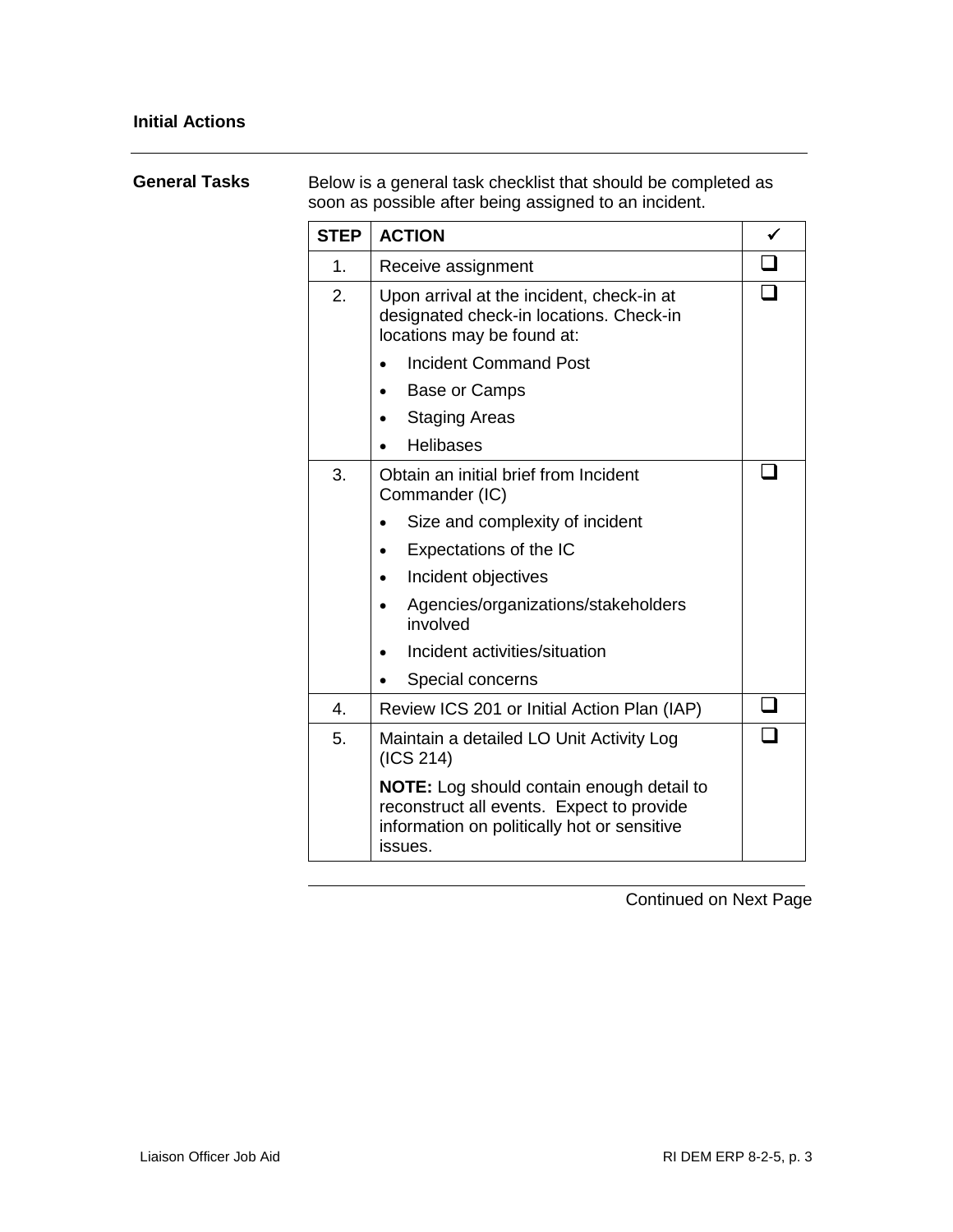## Initial Actions

**General Tasks**

Below is a general task checklist that should be completed as soon as possible after being assigned to an incident.

| STEP | ACTION | ✓ |
|---|---|---|
| 1. | Receive assignment | ❑ |
| 2. | Upon arrival at the incident, check-in at designated check-in locations. Check-in locations may be found at:<br>• Incident Command Post<br>• Base or Camps<br>• Staging Areas<br>• Helibases | ❑ |
| 3. | Obtain an initial brief from Incident Commander (IC)<br>• Size and complexity of incident<br>• Expectations of the IC<br>• Incident objectives<br>• Agencies/organizations/stakeholders involved<br>• Incident activities/situation<br>• Special concerns | ❑ |
| 4. | Review ICS 201 or Initial Action Plan (IAP) | ❑ |
| 5. | Maintain a detailed LO Unit Activity Log (ICS 214)<br>**NOTE:** Log should contain enough detail to reconstruct all events. Expect to provide information on politically hot or sensitive issues. | ❑ |

Continued on Next Page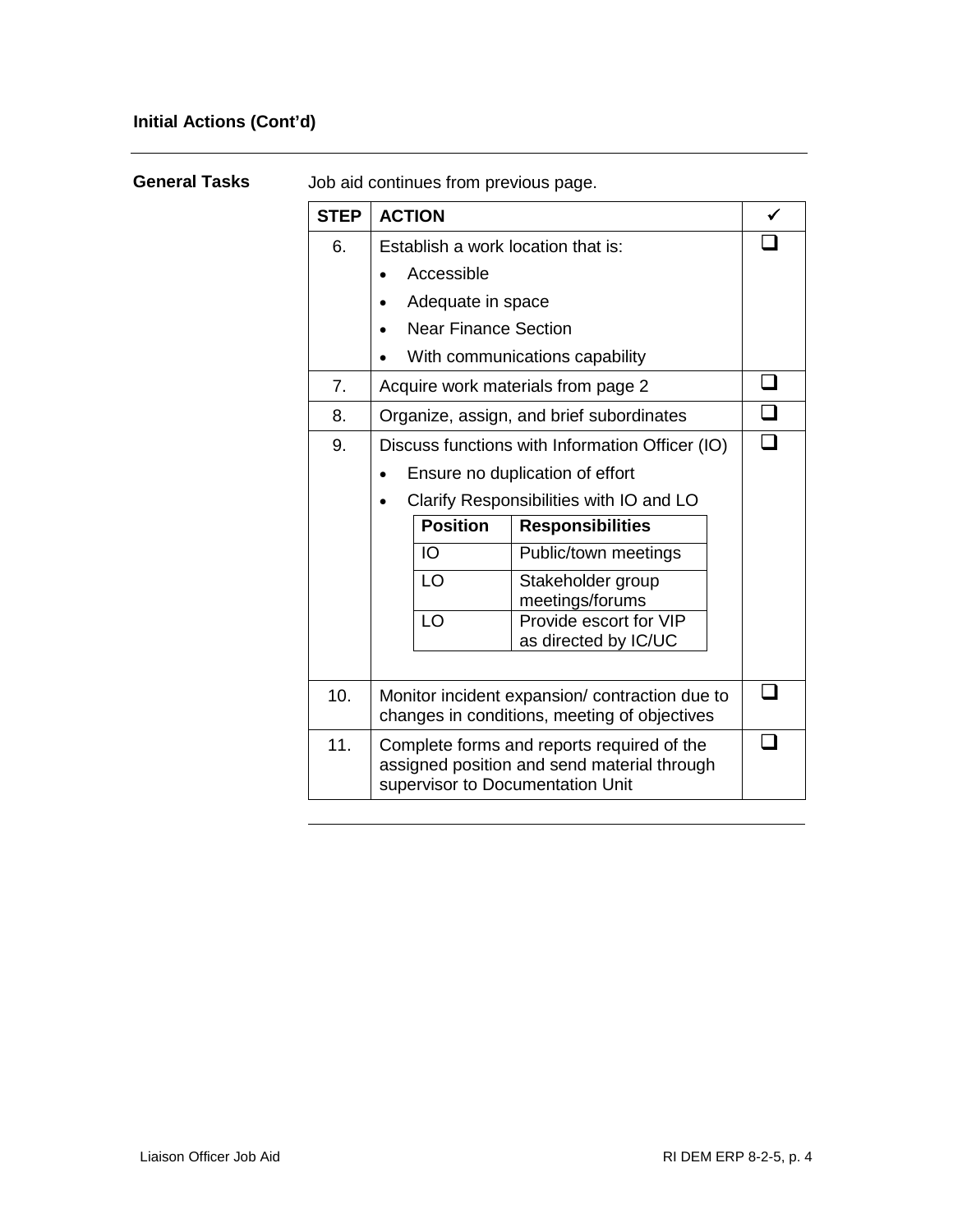**Initial Actions (Cont'd)**

---

**General Tasks**

Job aid continues from previous page.

| STEP | ACTION | ✓ |
|---|---|---|
| 6. | Establish a work location that is:<br>• Accessible<br>• Adequate in space<br>• Near Finance Section<br>• With communications capability | ☐ |
| 7. | Acquire work materials from page 2 | ☐ |
| 8. | Organize, assign, and brief subordinates | ☐ |
| 9. | Discuss functions with Information Officer (IO)<br>• Ensure no duplication of effort<br>• Clarify Responsibilities with IO and LO<br><br>**Position** — **Responsibilities**<br>IO — Public/town meetings<br>LO — Stakeholder group meetings/forums<br>LO — Provide escort for VIP as directed by IC/UC | ☐ |
| 10. | Monitor incident expansion/ contraction due to changes in conditions, meeting of objectives | ☐ |
| 11. | Complete forms and reports required of the assigned position and send material through supervisor to Documentation Unit | ☐ |

---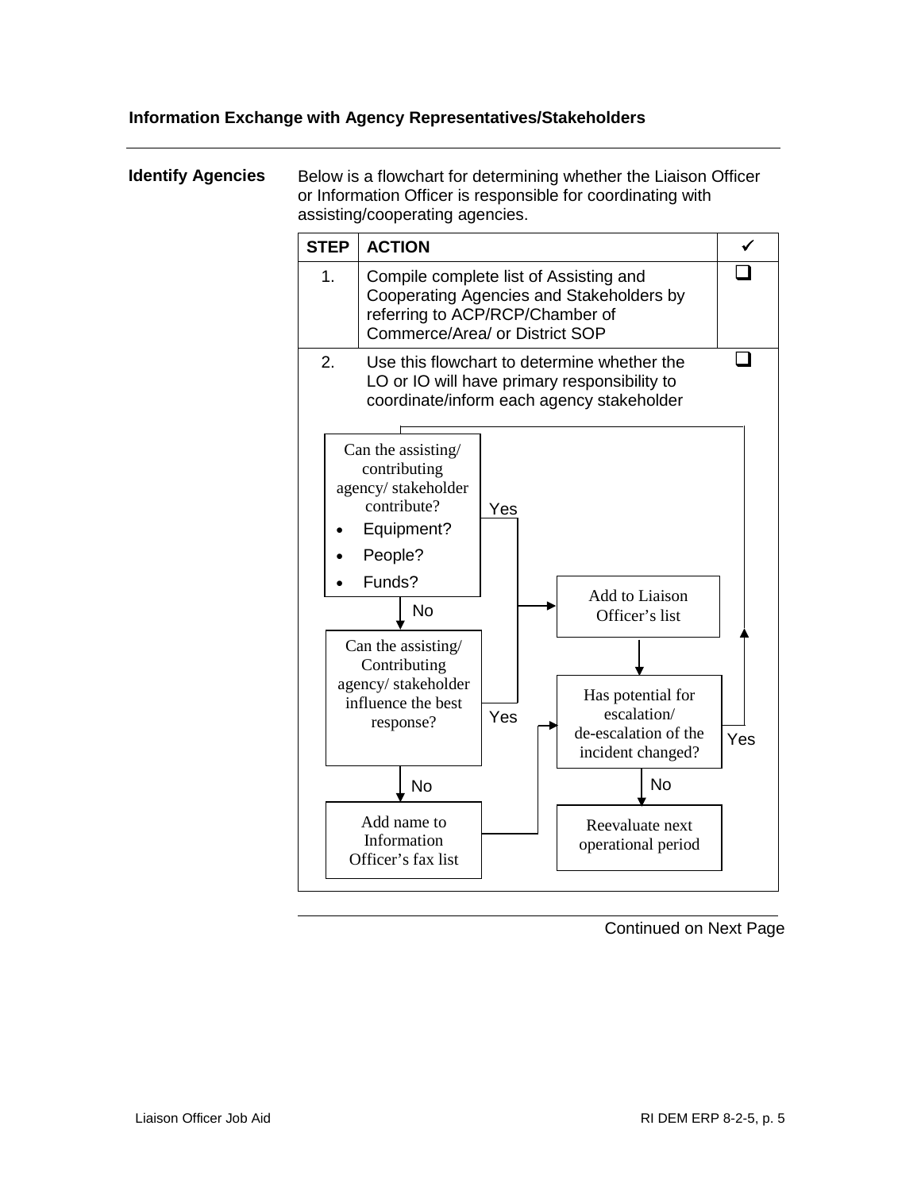## Information Exchange with Agency Representatives/Stakeholders

**Identify Agencies**

Below is a flowchart for determining whether the Liaison Officer or Information Officer is responsible for coordinating with assisting/cooperating agencies.

| STEP | ACTION | ✓ |
|---|---|---|
| 1. | Compile complete list of Assisting and Cooperating Agencies and Stakeholders by referring to ACP/RCP/Chamber of Commerce/Area/ or District SOP | ☐ |
| 2. | Use this flowchart to determine whether the LO or IO will have primary responsibility to coordinate/inform each agency stakeholder | ☐ |

Can the assisting/ contributing agency/ stakeholder contribute?

- Equipment?
- People?
- Funds?

Yes → Add to Liaison Officer's list

No → Can the assisting/ Contributing agency/ stakeholder influence the best response?

Yes → Add to Liaison Officer's list

No → Add name to Information Officer's fax list

Add to Liaison Officer's list → Has potential for escalation/ de-escalation of the incident changed?

Add name to Information Officer's fax list → Has potential for escalation/ de-escalation of the incident changed?

Has potential for escalation/ de-escalation of the incident changed?

Yes → (return to) Can the assisting/ contributing agency/ stakeholder contribute?

No → Reevaluate next operational period

Continued on Next Page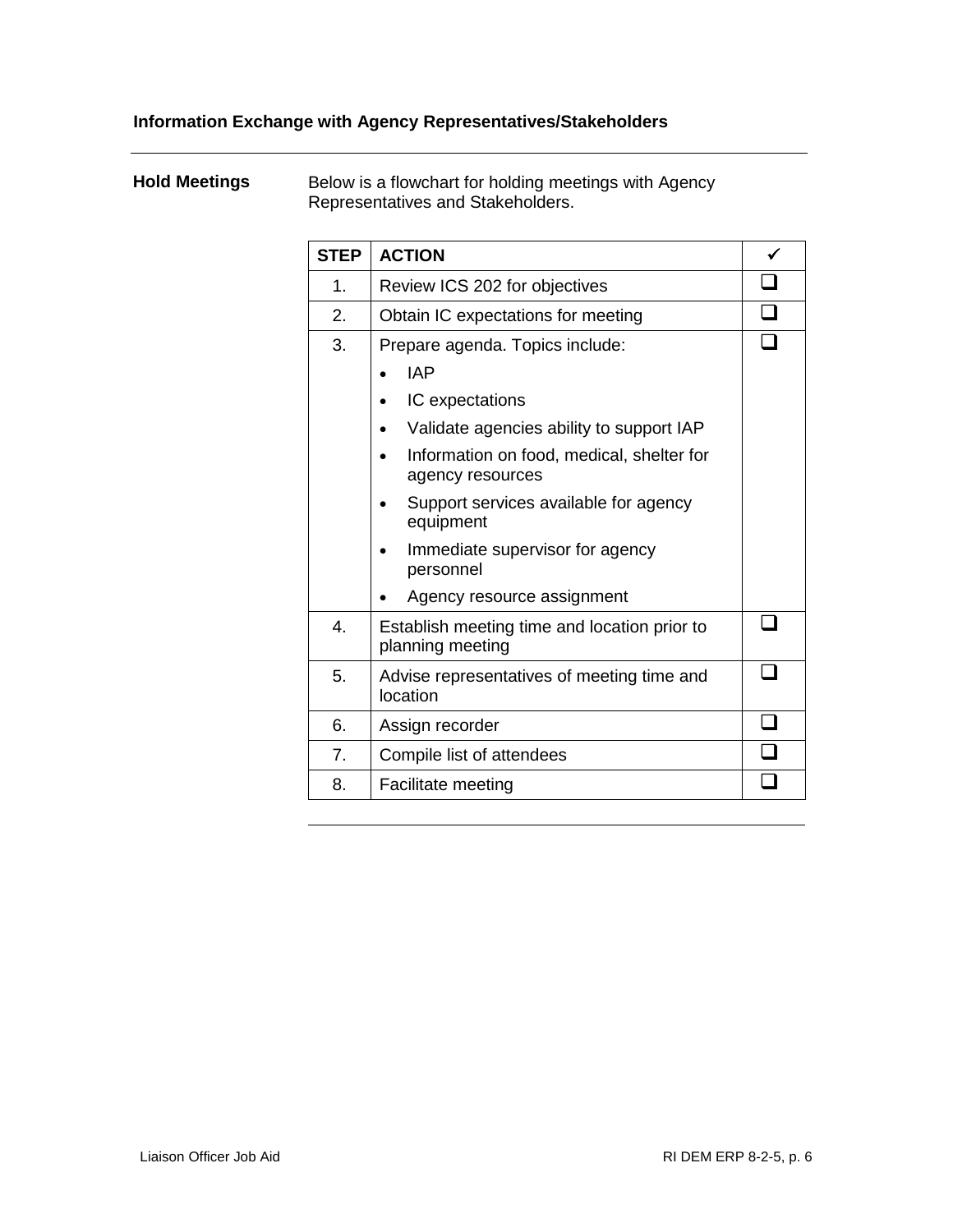## Information Exchange with Agency Representatives/Stakeholders

**Hold Meetings**

Below is a flowchart for holding meetings with Agency Representatives and Stakeholders.

| STEP | ACTION | ✓ |
|---|---|---|
| 1. | Review ICS 202 for objectives | ❑ |
| 2. | Obtain IC expectations for meeting | ❑ |
| 3. | Prepare agenda. Topics include:<br>• IAP<br>• IC expectations<br>• Validate agencies ability to support IAP<br>• Information on food, medical, shelter for agency resources<br>• Support services available for agency equipment<br>• Immediate supervisor for agency personnel<br>• Agency resource assignment | ❑ |
| 4. | Establish meeting time and location prior to planning meeting | ❑ |
| 5. | Advise representatives of meeting time and location | ❑ |
| 6. | Assign recorder | ❑ |
| 7. | Compile list of attendees | ❑ |
| 8. | Facilitate meeting | ❑ |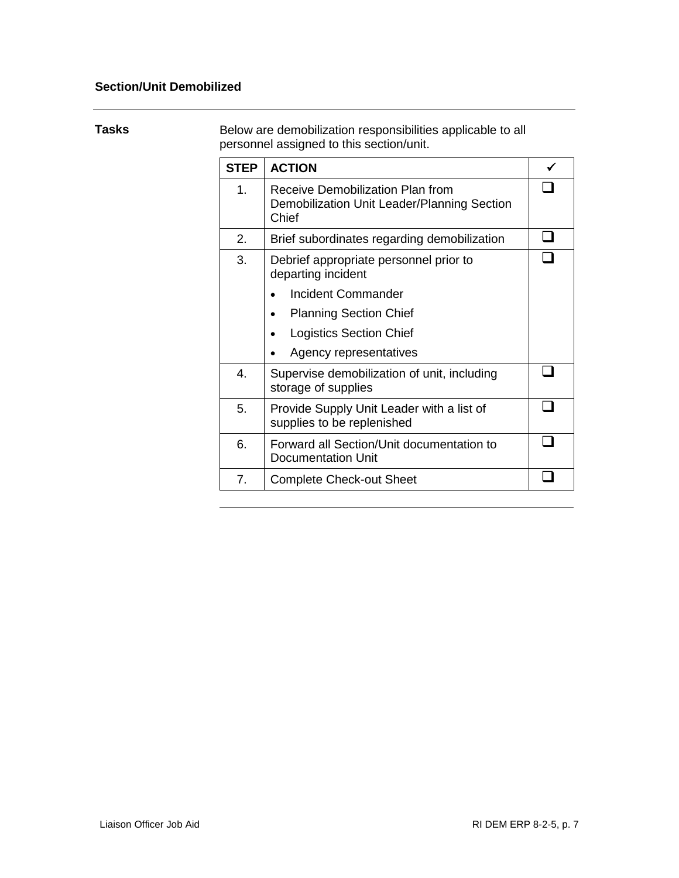### Section/Unit Demobilized

**Tasks**

Below are demobilization responsibilities applicable to all personnel assigned to this section/unit.

| STEP | ACTION | ✓ |
|---|---|---|
| 1. | Receive Demobilization Plan from Demobilization Unit Leader/Planning Section Chief | ❑ |
| 2. | Brief subordinates regarding demobilization | ❑ |
| 3. | Debrief appropriate personnel prior to departing incident<br>• Incident Commander<br>• Planning Section Chief<br>• Logistics Section Chief<br>• Agency representatives | ❑ |
| 4. | Supervise demobilization of unit, including storage of supplies | ❑ |
| 5. | Provide Supply Unit Leader with a list of supplies to be replenished | ❑ |
| 6. | Forward all Section/Unit documentation to Documentation Unit | ❑ |
| 7. | Complete Check-out Sheet | ❑ |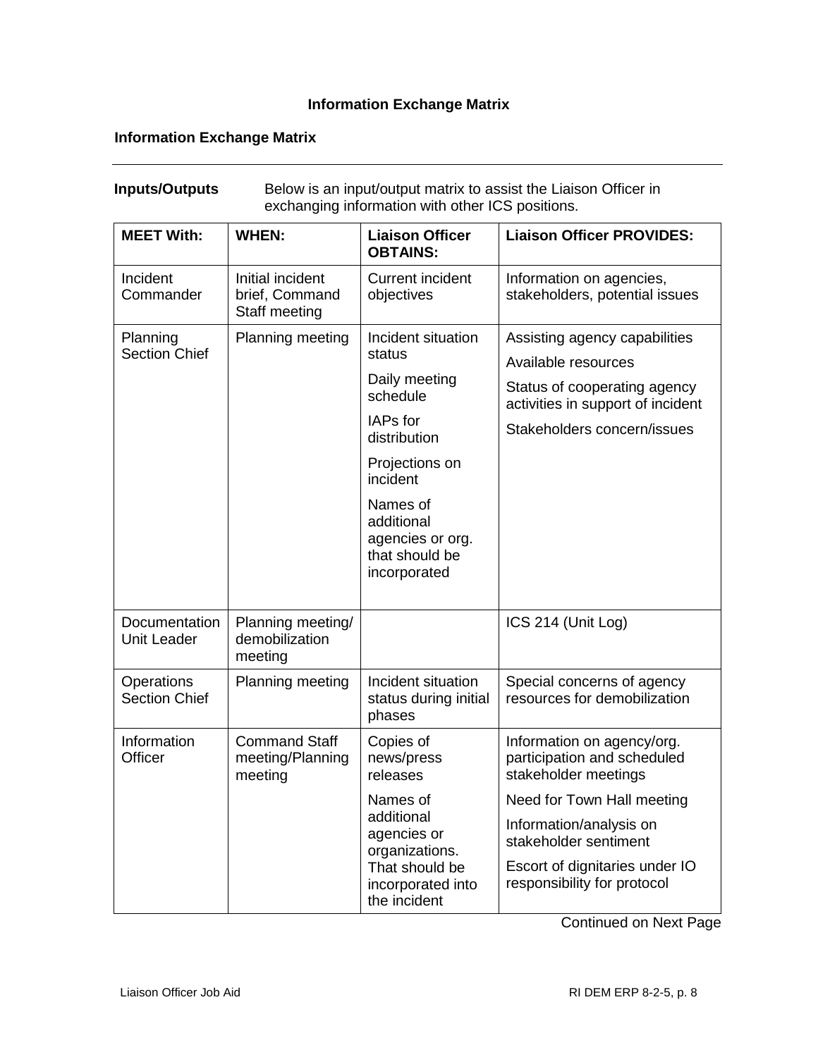# Information Exchange Matrix

## Information Exchange Matrix

**Inputs/Outputs** Below is an input/output matrix to assist the Liaison Officer in exchanging information with other ICS positions.

| MEET With: | WHEN: | Liaison Officer OBTAINS: | Liaison Officer PROVIDES: |
|---|---|---|---|
| Incident Commander | Initial incident brief, Command Staff meeting | Current incident objectives | Information on agencies, stakeholders, potential issues |
| Planning Section Chief | Planning meeting | Incident situation status<br>Daily meeting schedule<br>IAPs for distribution<br>Projections on incident<br>Names of additional agencies or org. that should be incorporated | Assisting agency capabilities<br>Available resources<br>Status of cooperating agency activities in support of incident<br>Stakeholders concern/issues |
| Documentation Unit Leader | Planning meeting/ demobilization meeting | | ICS 214 (Unit Log) |
| Operations Section Chief | Planning meeting | Incident situation status during initial phases | Special concerns of agency resources for demobilization |
| Information Officer | Command Staff meeting/Planning meeting | Copies of news/press releases<br>Names of additional agencies or organizations. That should be incorporated into the incident | Information on agency/org. participation and scheduled stakeholder meetings<br>Need for Town Hall meeting<br>Information/analysis on stakeholder sentiment<br>Escort of dignitaries under IO responsibility for protocol |

Continued on Next Page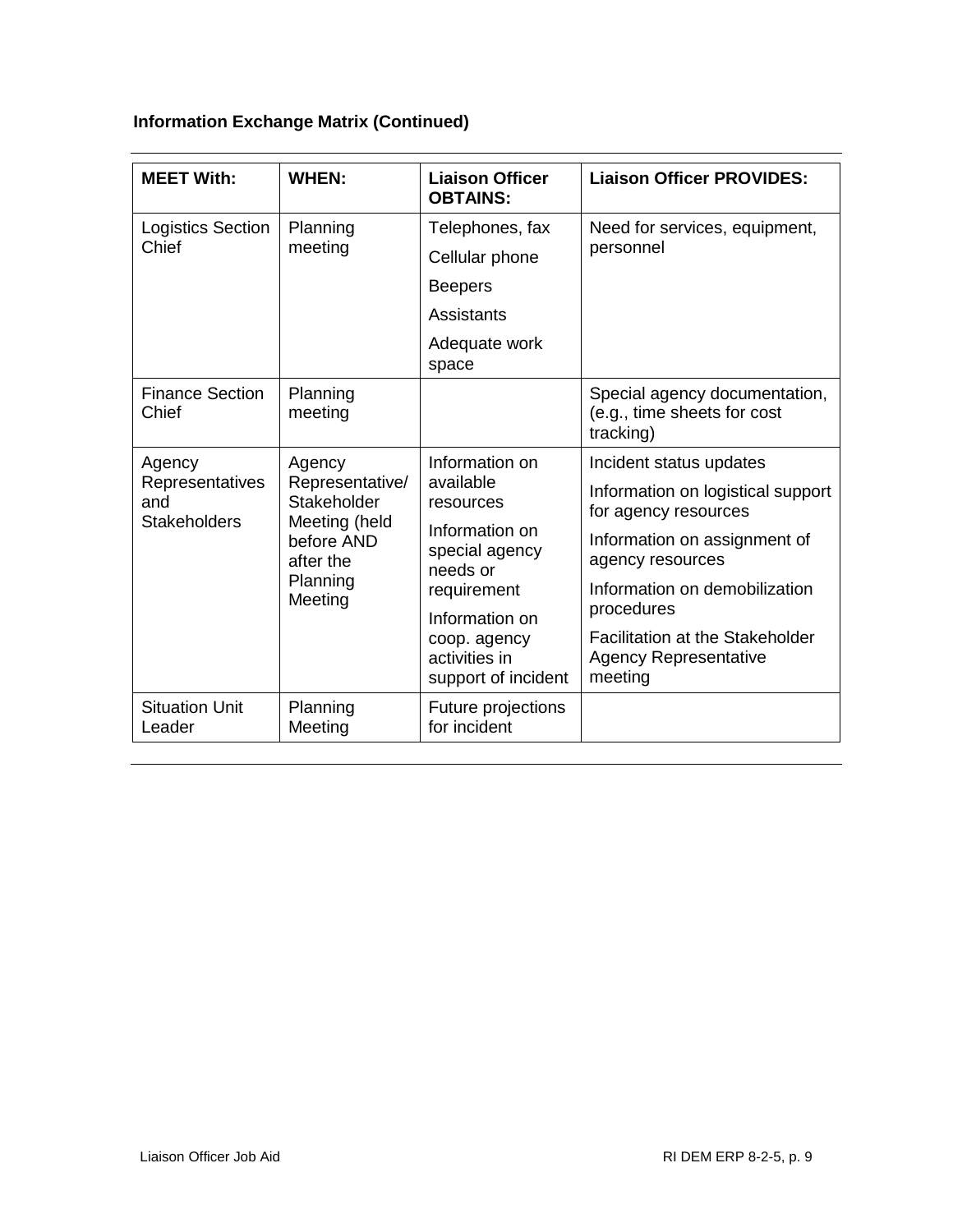**Information Exchange Matrix (Continued)**

| MEET With: | WHEN: | Liaison Officer OBTAINS: | Liaison Officer PROVIDES: |
|---|---|---|---|
| Logistics Section Chief | Planning meeting | Telephones, fax<br>Cellular phone<br>Beepers<br>Assistants<br>Adequate work space | Need for services, equipment, personnel |
| Finance Section Chief | Planning meeting | | Special agency documentation, (e.g., time sheets for cost tracking) |
| Agency Representatives and Stakeholders | Agency Representative/ Stakeholder Meeting (held before AND after the Planning Meeting | Information on available resources<br>Information on special agency needs or requirement<br>Information on coop. agency activities in support of incident | Incident status updates<br>Information on logistical support for agency resources<br>Information on assignment of agency resources<br>Information on demobilization procedures<br>Facilitation at the Stakeholder Agency Representative meeting |
| Situation Unit Leader | Planning Meeting | Future projections for incident | |